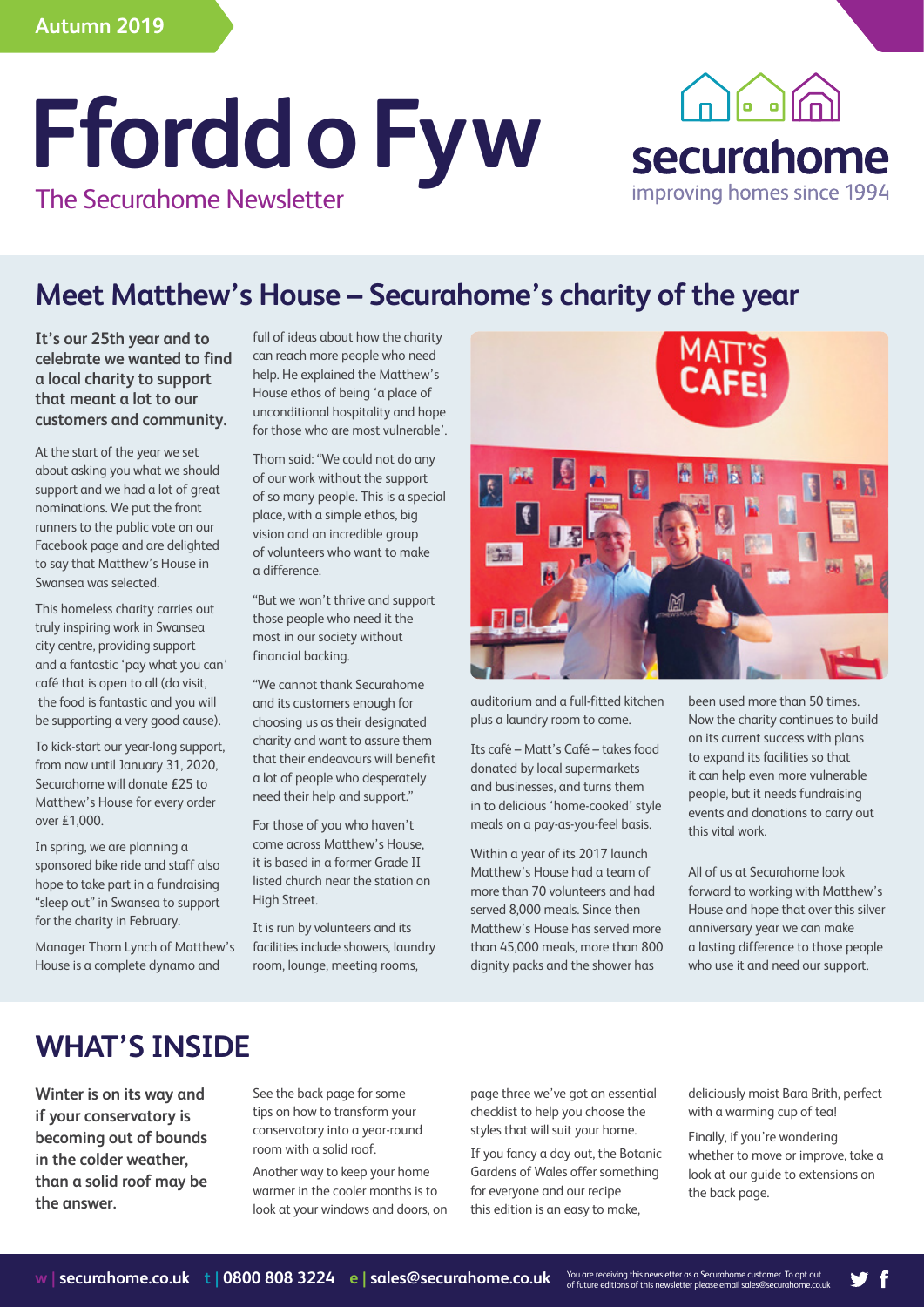Autumn 2019

# Ffordd o Fyw

The Securahome Newsletter

securahome
improving homes since 1994

## Meet Matthew's House – Securahome's charity of the year

**It's our 25th year and to celebrate we wanted to find a local charity to support that meant a lot to our customers and community.**

At the start of the year we set about asking you what we should support and we had a lot of great nominations. We put the front runners to the public vote on our Facebook page and are delighted to say that Matthew's House in Swansea was selected.

This homeless charity carries out truly inspiring work in Swansea city centre, providing support and a fantastic 'pay what you can' café that is open to all (do visit, the food is fantastic and you will be supporting a very good cause).

To kick-start our year-long support, from now until January 31, 2020, Securahome will donate £25 to Matthew's House for every order over £1,000.

In spring, we are planning a sponsored bike ride and staff also hope to take part in a fundraising "sleep out" in Swansea to support for the charity in February.

Manager Thom Lynch of Matthew's House is a complete dynamo and full of ideas about how the charity can reach more people who need help. He explained the Matthew's House ethos of being 'a place of unconditional hospitality and hope for those who are most vulnerable'.

Thom said: "We could not do any of our work without the support of so many people. This is a special place, with a simple ethos, big vision and an incredible group of volunteers who want to make a difference.

"But we won't thrive and support those people who need it the most in our society without financial backing.

"We cannot thank Securahome and its customers enough for choosing us as their designated charity and want to assure them that their endeavours will benefit a lot of people who desperately need their help and support."

For those of you who haven't come across Matthew's House, it is based in a former Grade II listed church near the station on High Street.

It is run by volunteers and its facilities include showers, laundry room, lounge, meeting rooms, auditorium and a full-fitted kitchen plus a laundry room to come.

Its café – Matt's Café – takes food donated by local supermarkets and businesses, and turns them in to delicious 'home-cooked' style meals on a pay-as-you-feel basis.

Within a year of its 2017 launch Matthew's House had a team of more than 70 volunteers and had served 8,000 meals. Since then Matthew's House has served more than 45,000 meals, more than 800 dignity packs and the shower has been used more than 50 times. Now the charity continues to build on its current success with plans to expand its facilities so that it can help even more vulnerable people, but it needs fundraising events and donations to carry out this vital work.

All of us at Securahome look forward to working with Matthew's House and hope that over this silver anniversary year we can make a lasting difference to those people who use it and need our support.

## WHAT'S INSIDE

**Winter is on its way and if your conservatory is becoming out of bounds in the colder weather, than a solid roof may be the answer.**

See the back page for some tips on how to transform your conservatory into a year-round room with a solid roof.

Another way to keep your home warmer in the cooler months is to look at your windows and doors, on page three we've got an essential checklist to help you choose the styles that will suit your home.

If you fancy a day out, the Botanic Gardens of Wales offer something for everyone and our recipe this edition is an easy to make, deliciously moist Bara Brith, perfect with a warming cup of tea!

Finally, if you're wondering whether to move or improve, take a look at our guide to extensions on the back page.

w | securahome.co.uk t | 0800 808 3224 e | sales@securahome.co.uk

You are receiving this newsletter as a Securahome customer. To opt out of future editions of this newsletter please email sales@securahome.co.uk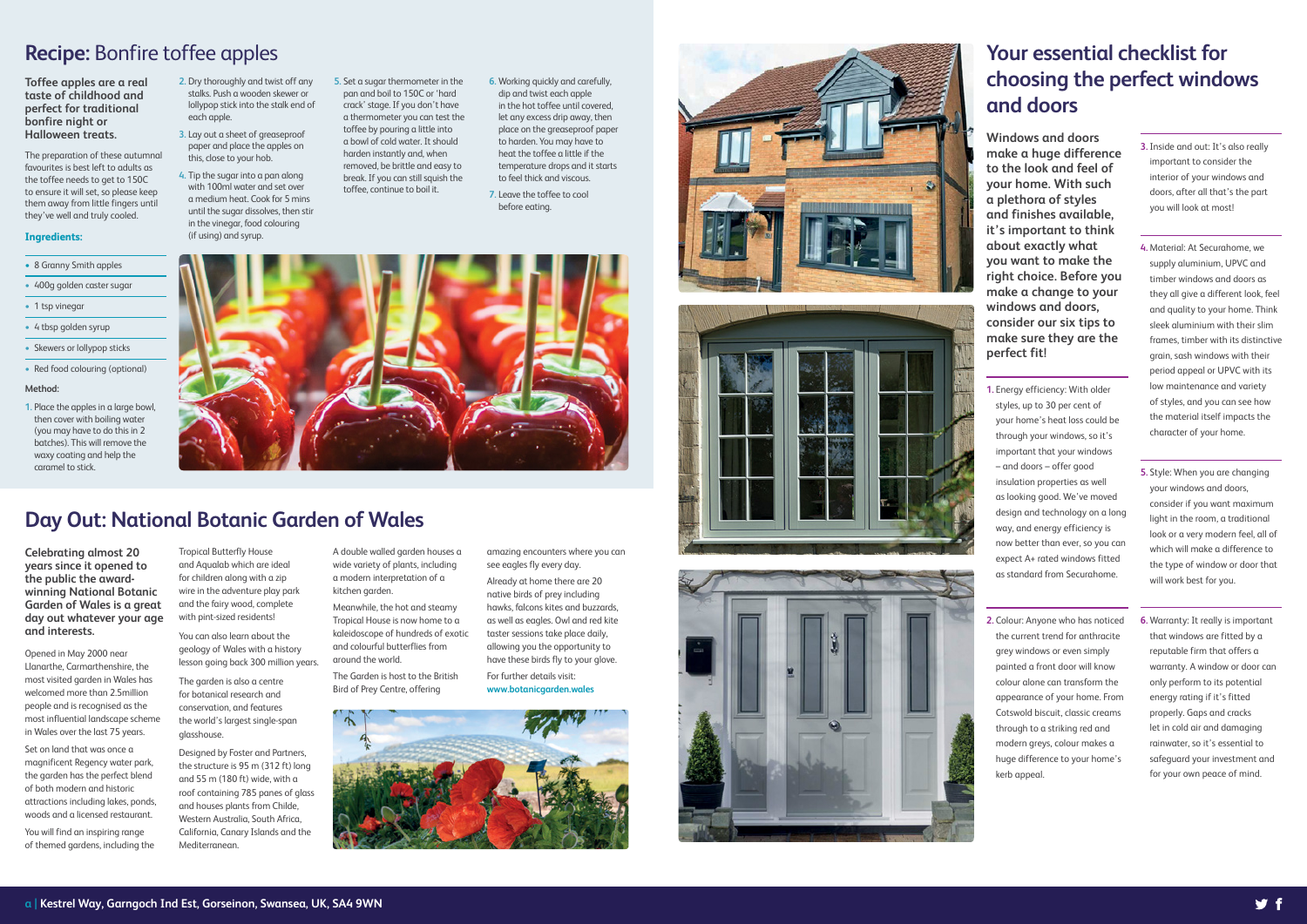## Recipe: Bonfire toffee apples

**Toffee apples are a real taste of childhood and perfect for traditional bonfire night or Halloween treats.**

The preparation of these autumnal favourites is best left to adults as the toffee needs to get to 150C to ensure it will set, so please keep them away from little fingers until they've well and truly cooled.

### Ingredients:

- 8 Granny Smith apples
- 400g golden caster sugar
- 1 tsp vinegar
- 4 tbsp golden syrup
- Skewers or lollypop sticks
- Red food colouring (optional)

### Method:

1. Place the apples in a large bowl, then cover with boiling water (you may have to do this in 2 batches). This will remove the waxy coating and help the caramel to stick.
2. Dry thoroughly and twist off any stalks. Push a wooden skewer or lollypop stick into the stalk end of each apple.
3. Lay out a sheet of greaseproof paper and place the apples on this, close to your hob.
4. Tip the sugar into a pan along with 100ml water and set over a medium heat. Cook for 5 mins until the sugar dissolves, then stir in the vinegar, food colouring (if using) and syrup.
5. Set a sugar thermometer in the pan and boil to 150C or 'hard crack' stage. If you don't have a thermometer you can test the toffee by pouring a little into a bowl of cold water. It should harden instantly and, when removed, be brittle and easy to break. If you can still squish the toffee, continue to boil it.
6. Working quickly and carefully, dip and twist each apple in the hot toffee until covered, let any excess drip away, then place on the greaseproof paper to harden. You may have to heat the toffee a little if the temperature drops and it starts to feel thick and viscous.
7. Leave the toffee to cool before eating.

## Day Out: National Botanic Garden of Wales

**Celebrating almost 20 years since it opened to the public the award-winning National Botanic Garden of Wales is a great day out whatever your age and interests.**

Opened in May 2000 near Llanarthe, Carmarthenshire, the most visited garden in Wales has welcomed more than 2.5million people and is recognised as the most influential landscape scheme in Wales over the last 75 years.

Set on land that was once a magnificent Regency water park, the garden has the perfect blend of both modern and historic attractions including lakes, ponds, woods and a licensed restaurant.

You will find an inspiring range of themed gardens, including the Tropical Butterfly House and Aqualab which are ideal for children along with a zip wire in the adventure play park and the fairy wood, complete with pint-sized residents!

You can also learn about the geology of Wales with a history lesson going back 300 million years.

The garden is also a centre for botanical research and conservation, and features the world's largest single-span glasshouse.

Designed by Foster and Partners, the structure is 95 m (312 ft) long and 55 m (180 ft) wide, with a roof containing 785 panes of glass and houses plants from Childe, Western Australia, South Africa, California, Canary Islands and the Mediterranean.

A double walled garden houses a wide variety of plants, including a modern interpretation of a kitchen garden.

Meanwhile, the hot and steamy Tropical House is now home to a kaleidoscope of hundreds of exotic and colourful butterflies from around the world.

The Garden is host to the British Bird of Prey Centre, offering amazing encounters where you can see eagles fly every day.

Already at home there are 20 native birds of prey including hawks, falcons kites and buzzards, as well as eagles. Owl and red kite taster sessions take place daily, allowing you the opportunity to have these birds fly to your glove.

For further details visit: www.botanicgarden.wales

## Your essential checklist for choosing the perfect windows and doors

**Windows and doors make a huge difference to the look and feel of your home. With such a plethora of styles and finishes available, it's important to think about exactly what you want to make the right choice. Before you make a change to your windows and doors, consider our six tips to make sure they are the perfect fit!**

1. Energy efficiency: With older styles, up to 30 per cent of your home's heat loss could be through your windows, so it's important that your windows – and doors – offer good insulation properties as well as looking good. We've moved design and technology on a long way, and energy efficiency is now better than ever, so you can expect A+ rated windows fitted as standard from Securahome.
2. Colour: Anyone who has noticed the current trend for anthracite grey windows or even simply painted a front door will know colour alone can transform the appearance of your home. From Cotswold biscuit, classic creams through to a striking red and modern greys, colour makes a huge difference to your home's kerb appeal.
3. Inside and out: It's also really important to consider the interior of your windows and doors, after all that's the part you will look at most!
4. Material: At Securahome, we supply aluminium, UPVC and timber windows and doors as they all give a different look, feel and quality to your home. Think sleek aluminium with their slim frames, timber with its distinctive grain, sash windows with their period appeal or UPVC with its low maintenance and variety of styles, and you can see how the material itself impacts the character of your home.
5. Style: When you are changing your windows and doors, consider if you want maximum light in the room, a traditional look or a very modern feel, all of which will make a difference to the type of window or door that will work best for you.
6. Warranty: It really is important that windows are fitted by a reputable firm that offers a warranty. A window or door can only perform to its potential energy rating if it's fitted properly. Gaps and cracks let in cold air and damaging rainwater, so it's essential to safeguard your investment and for your own peace of mind.

a | Kestrel Way, Garngoch Ind Est, Gorseinon, Swansea, UK, SA4 9WN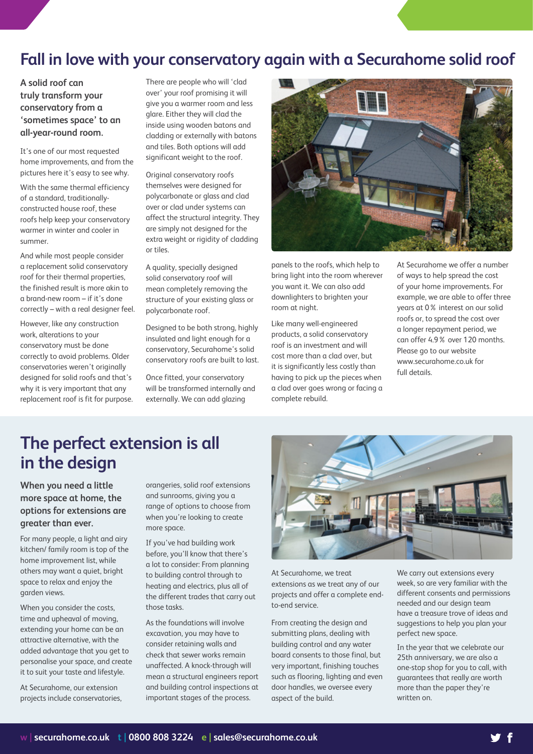## Fall in love with your conservatory again with a Securahome solid roof

**A solid roof can truly transform your conservatory from a 'sometimes space' to an all-year-round room.**

It's one of our most requested home improvements, and from the pictures here it's easy to see why.

With the same thermal efficiency of a standard, traditionally-constructed house roof, these roofs help keep your conservatory warmer in winter and cooler in summer.

And while most people consider a replacement solid conservatory roof for their thermal properties, the finished result is more akin to a brand-new room – if it's done correctly – with a real designer feel.

However, like any construction work, alterations to your conservatory must be done correctly to avoid problems. Older conservatories weren't originally designed for solid roofs and that's why it is very important that any replacement roof is fit for purpose.

There are people who will 'clad over' your roof promising it will give you a warmer room and less glare. Either they will clad the inside using wooden batons and cladding or externally with batons and tiles. Both options will add significant weight to the roof.

Original conservatory roofs themselves were designed for polycarbonate or glass and clad over or clad under systems can affect the structural integrity. They are simply not designed for the extra weight or rigidity of cladding or tiles.

A quality, specially designed solid conservatory roof will mean completely removing the structure of your existing glass or polycarbonate roof.

Designed to be both strong, highly insulated and light enough for a conservatory, Securahome's solid conservatory roofs are built to last.

Once fitted, your conservatory will be transformed internally and externally. We can add glazing panels to the roofs, which help to bring light into the room wherever you want it. We can also add downlighters to brighten your room at night.

Like many well-engineered products, a solid conservatory roof is an investment and will cost more than a clad over, but it is significantly less costly than having to pick up the pieces when a clad over goes wrong or facing a complete rebuild.

At Securahome we offer a number of ways to help spread the cost of your home improvements. For example, we are able to offer three years at 0% interest on our solid roofs or, to spread the cost over a longer repayment period, we can offer 4.9% over 120 months. Please go to our website www.securahome.co.uk for full details.

## The perfect extension is all in the design

**When you need a little more space at home, the options for extensions are greater than ever.**

For many people, a light and airy kitchen/ family room is top of the home improvement list, while others may want a quiet, bright space to relax and enjoy the garden views.

When you consider the costs, time and upheaval of moving, extending your home can be an attractive alternative, with the added advantage that you get to personalise your space, and create it to suit your taste and lifestyle.

At Securahome, our extension projects include conservatories, orangeries, solid roof extensions and sunrooms, giving you a range of options to choose from when you're looking to create more space.

If you've had building work before, you'll know that there's a lot to consider: From planning to building control through to heating and electrics, plus all of the different trades that carry out those tasks.

As the foundations will involve excavation, you may have to consider retaining walls and check that sewer works remain unaffected. A knock-through will mean a structural engineers report and building control inspections at important stages of the process.

At Securahome, we treat extensions as we treat any of our projects and offer a complete end-to-end service.

From creating the design and submitting plans, dealing with building control and any water board consents to those final, but very important, finishing touches such as flooring, lighting and even door handles, we oversee every aspect of the build.

We carry out extensions every week, so are very familiar with the different consents and permissions needed and our design team have a treasure trove of ideas and suggestions to help you plan your perfect new space.

In the year that we celebrate our 25th anniversary, we are also a one-stop shop for you to call, with guarantees that really are worth more than the paper they're written on.

w | securahome.co.uk  t | 0800 808 3224  e | sales@securahome.co.uk